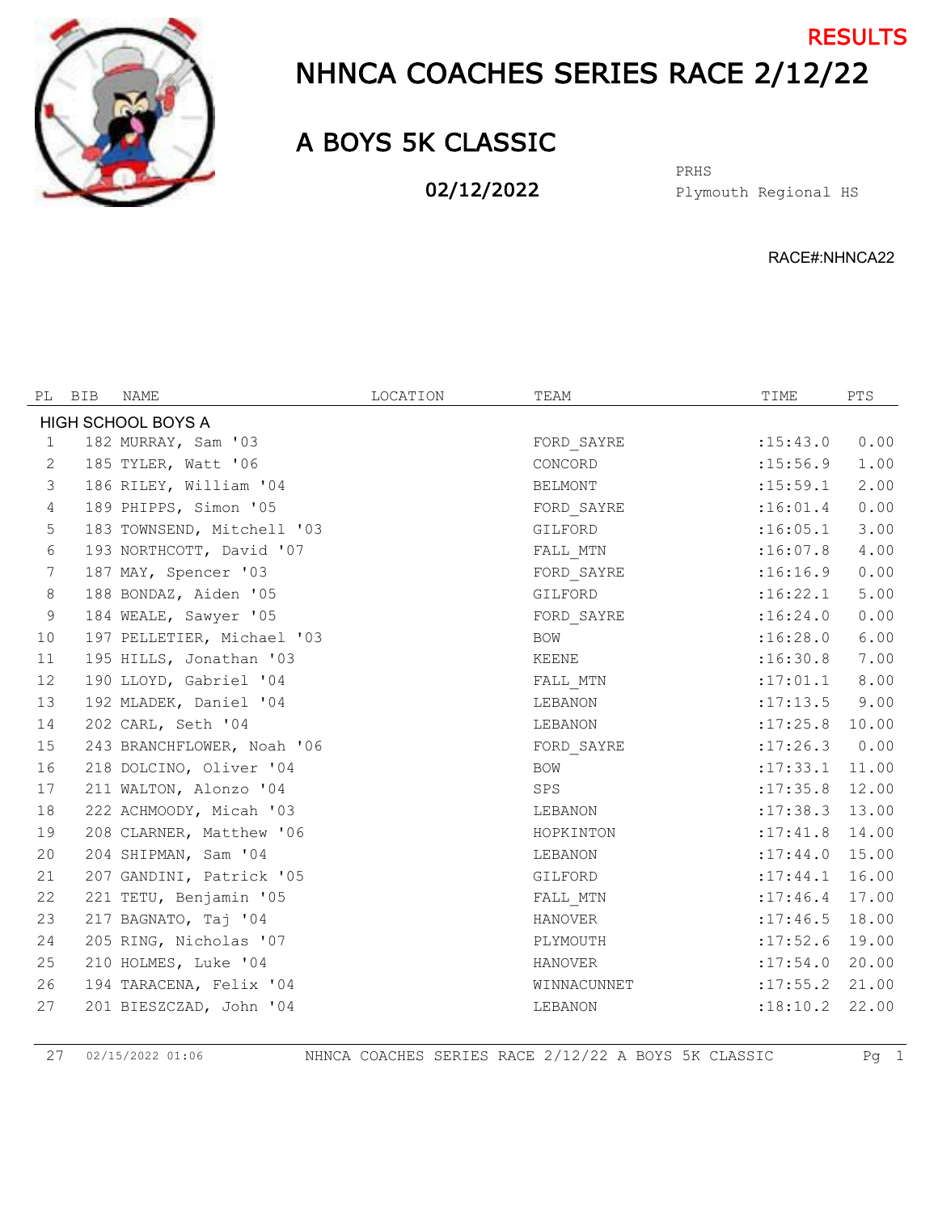RESULTS

# NHNCA COACHES SERIES RACE 2/12/22

## A BOYS 5K CLASSIC

**02/12/2022**

PRHS
Plymouth Regional HS

RACE#:NHNCA22

| PL | BIB | NAME | LOCATION | TEAM | TIME | PTS |
|---|---|---|---|---|---|---|
| **HIGH SCHOOL BOYS A** | | | | | | |
| 1 | 182 | MURRAY, Sam '03 | | FORD_SAYRE | :15:43.0 | 0.00 |
| 2 | 185 | TYLER, Watt '06 | | CONCORD | :15:56.9 | 1.00 |
| 3 | 186 | RILEY, William '04 | | BELMONT | :15:59.1 | 2.00 |
| 4 | 189 | PHIPPS, Simon '05 | | FORD_SAYRE | :16:01.4 | 0.00 |
| 5 | 183 | TOWNSEND, Mitchell '03 | | GILFORD | :16:05.1 | 3.00 |
| 6 | 193 | NORTHCOTT, David '07 | | FALL_MTN | :16:07.8 | 4.00 |
| 7 | 187 | MAY, Spencer '03 | | FORD_SAYRE | :16:16.9 | 0.00 |
| 8 | 188 | BONDAZ, Aiden '05 | | GILFORD | :16:22.1 | 5.00 |
| 9 | 184 | WEALE, Sawyer '05 | | FORD_SAYRE | :16:24.0 | 0.00 |
| 10 | 197 | PELLETIER, Michael '03 | | BOW | :16:28.0 | 6.00 |
| 11 | 195 | HILLS, Jonathan '03 | | KEENE | :16:30.8 | 7.00 |
| 12 | 190 | LLOYD, Gabriel '04 | | FALL_MTN | :17:01.1 | 8.00 |
| 13 | 192 | MLADEK, Daniel '04 | | LEBANON | :17:13.5 | 9.00 |
| 14 | 202 | CARL, Seth '04 | | LEBANON | :17:25.8 | 10.00 |
| 15 | 243 | BRANCHFLOWER, Noah '06 | | FORD_SAYRE | :17:26.3 | 0.00 |
| 16 | 218 | DOLCINO, Oliver '04 | | BOW | :17:33.1 | 11.00 |
| 17 | 211 | WALTON, Alonzo '04 | | SPS | :17:35.8 | 12.00 |
| 18 | 222 | ACHMOODY, Micah '03 | | LEBANON | :17:38.3 | 13.00 |
| 19 | 208 | CLARNER, Matthew '06 | | HOPKINTON | :17:41.8 | 14.00 |
| 20 | 204 | SHIPMAN, Sam '04 | | LEBANON | :17:44.0 | 15.00 |
| 21 | 207 | GANDINI, Patrick '05 | | GILFORD | :17:44.1 | 16.00 |
| 22 | 221 | TETU, Benjamin '05 | | FALL_MTN | :17:46.4 | 17.00 |
| 23 | 217 | BAGNATO, Taj '04 | | HANOVER | :17:46.5 | 18.00 |
| 24 | 205 | RING, Nicholas '07 | | PLYMOUTH | :17:52.6 | 19.00 |
| 25 | 210 | HOLMES, Luke '04 | | HANOVER | :17:54.0 | 20.00 |
| 26 | 194 | TARACENA, Felix '04 | | WINNACUNNET | :17:55.2 | 21.00 |
| 27 | 201 | BIESZCZAD, John '04 | | LEBANON | :18:10.2 | 22.00 |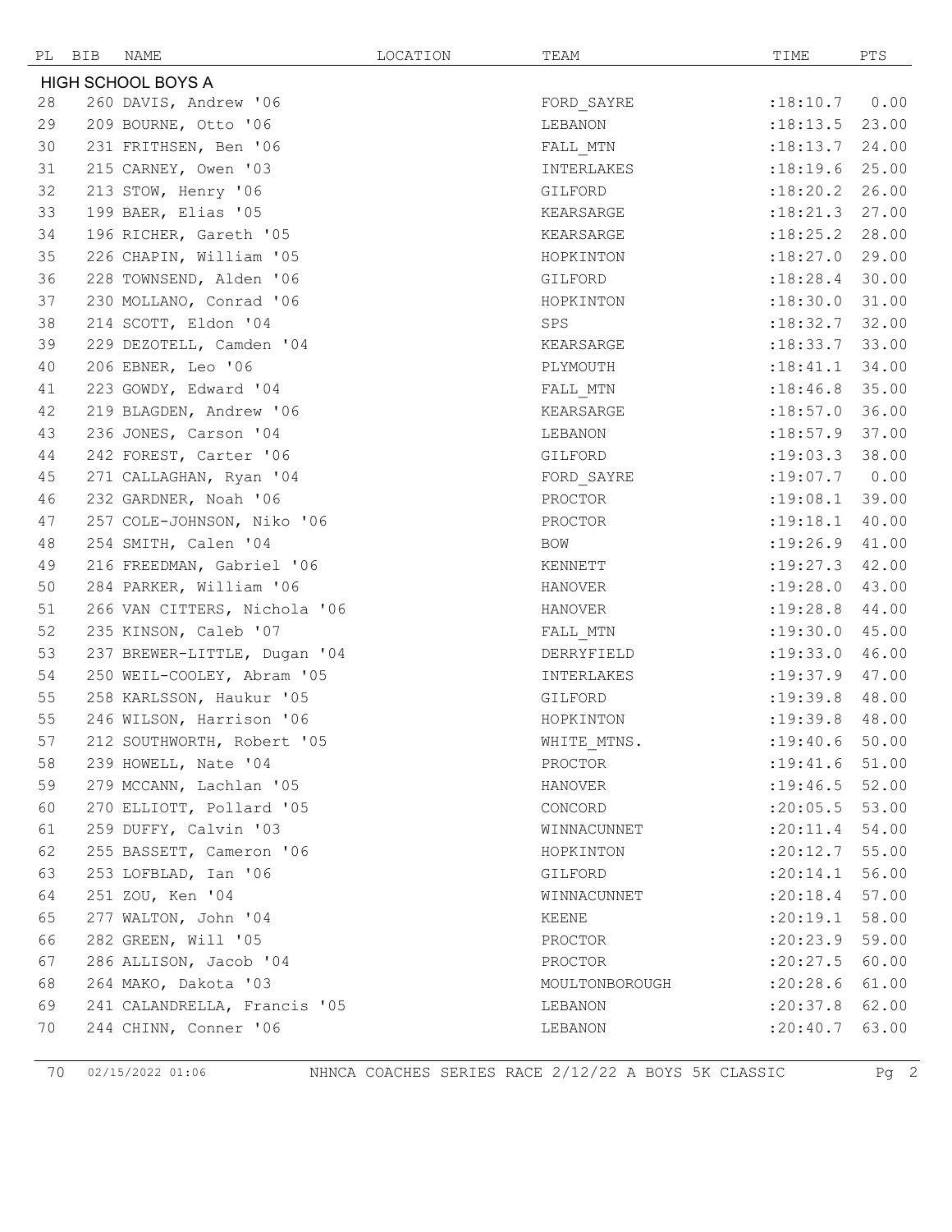| PL | BIB | NAME | LOCATION | TEAM | TIME | PTS |
|---|---|---|---|---|---|---|
| **HIGH SCHOOL BOYS A** | | | | | | |
| 28 | 260 | DAVIS, Andrew '06 | | FORD_SAYRE | :18:10.7 | 0.00 |
| 29 | 209 | BOURNE, Otto '06 | | LEBANON | :18:13.5 | 23.00 |
| 30 | 231 | FRITHSEN, Ben '06 | | FALL_MTN | :18:13.7 | 24.00 |
| 31 | 215 | CARNEY, Owen '03 | | INTERLAKES | :18:19.6 | 25.00 |
| 32 | 213 | STOW, Henry '06 | | GILFORD | :18:20.2 | 26.00 |
| 33 | 199 | BAER, Elias '05 | | KEARSARGE | :18:21.3 | 27.00 |
| 34 | 196 | RICHER, Gareth '05 | | KEARSARGE | :18:25.2 | 28.00 |
| 35 | 226 | CHAPIN, William '05 | | HOPKINTON | :18:27.0 | 29.00 |
| 36 | 228 | TOWNSEND, Alden '06 | | GILFORD | :18:28.4 | 30.00 |
| 37 | 230 | MOLLANO, Conrad '06 | | HOPKINTON | :18:30.0 | 31.00 |
| 38 | 214 | SCOTT, Eldon '04 | | SPS | :18:32.7 | 32.00 |
| 39 | 229 | DEZOTELL, Camden '04 | | KEARSARGE | :18:33.7 | 33.00 |
| 40 | 206 | EBNER, Leo '06 | | PLYMOUTH | :18:41.1 | 34.00 |
| 41 | 223 | GOWDY, Edward '04 | | FALL_MTN | :18:46.8 | 35.00 |
| 42 | 219 | BLAGDEN, Andrew '06 | | KEARSARGE | :18:57.0 | 36.00 |
| 43 | 236 | JONES, Carson '04 | | LEBANON | :18:57.9 | 37.00 |
| 44 | 242 | FOREST, Carter '06 | | GILFORD | :19:03.3 | 38.00 |
| 45 | 271 | CALLAGHAN, Ryan '04 | | FORD_SAYRE | :19:07.7 | 0.00 |
| 46 | 232 | GARDNER, Noah '06 | | PROCTOR | :19:08.1 | 39.00 |
| 47 | 257 | COLE-JOHNSON, Niko '06 | | PROCTOR | :19:18.1 | 40.00 |
| 48 | 254 | SMITH, Calen '04 | | BOW | :19:26.9 | 41.00 |
| 49 | 216 | FREEDMAN, Gabriel '06 | | KENNETT | :19:27.3 | 42.00 |
| 50 | 284 | PARKER, William '06 | | HANOVER | :19:28.0 | 43.00 |
| 51 | 266 | VAN CITTERS, Nichola '06 | | HANOVER | :19:28.8 | 44.00 |
| 52 | 235 | KINSON, Caleb '07 | | FALL_MTN | :19:30.0 | 45.00 |
| 53 | 237 | BREWER-LITTLE, Dugan '04 | | DERRYFIELD | :19:33.0 | 46.00 |
| 54 | 250 | WEIL-COOLEY, Abram '05 | | INTERLAKES | :19:37.9 | 47.00 |
| 55 | 258 | KARLSSON, Haukur '05 | | GILFORD | :19:39.8 | 48.00 |
| 55 | 246 | WILSON, Harrison '06 | | HOPKINTON | :19:39.8 | 48.00 |
| 57 | 212 | SOUTHWORTH, Robert '05 | | WHITE_MTNS. | :19:40.6 | 50.00 |
| 58 | 239 | HOWELL, Nate '04 | | PROCTOR | :19:41.6 | 51.00 |
| 59 | 279 | MCCANN, Lachlan '05 | | HANOVER | :19:46.5 | 52.00 |
| 60 | 270 | ELLIOTT, Pollard '05 | | CONCORD | :20:05.5 | 53.00 |
| 61 | 259 | DUFFY, Calvin '03 | | WINNACUNNET | :20:11.4 | 54.00 |
| 62 | 255 | BASSETT, Cameron '06 | | HOPKINTON | :20:12.7 | 55.00 |
| 63 | 253 | LOFBLAD, Ian '06 | | GILFORD | :20:14.1 | 56.00 |
| 64 | 251 | ZOU, Ken '04 | | WINNACUNNET | :20:18.4 | 57.00 |
| 65 | 277 | WALTON, John '04 | | KEENE | :20:19.1 | 58.00 |
| 66 | 282 | GREEN, Will '05 | | PROCTOR | :20:23.9 | 59.00 |
| 67 | 286 | ALLISON, Jacob '04 | | PROCTOR | :20:27.5 | 60.00 |
| 68 | 264 | MAKO, Dakota '03 | | MOULTONBOROUGH | :20:28.6 | 61.00 |
| 69 | 241 | CALANDRELLA, Francis '05 | | LEBANON | :20:37.8 | 62.00 |
| 70 | 244 | CHINN, Conner '06 | | LEBANON | :20:40.7 | 63.00 |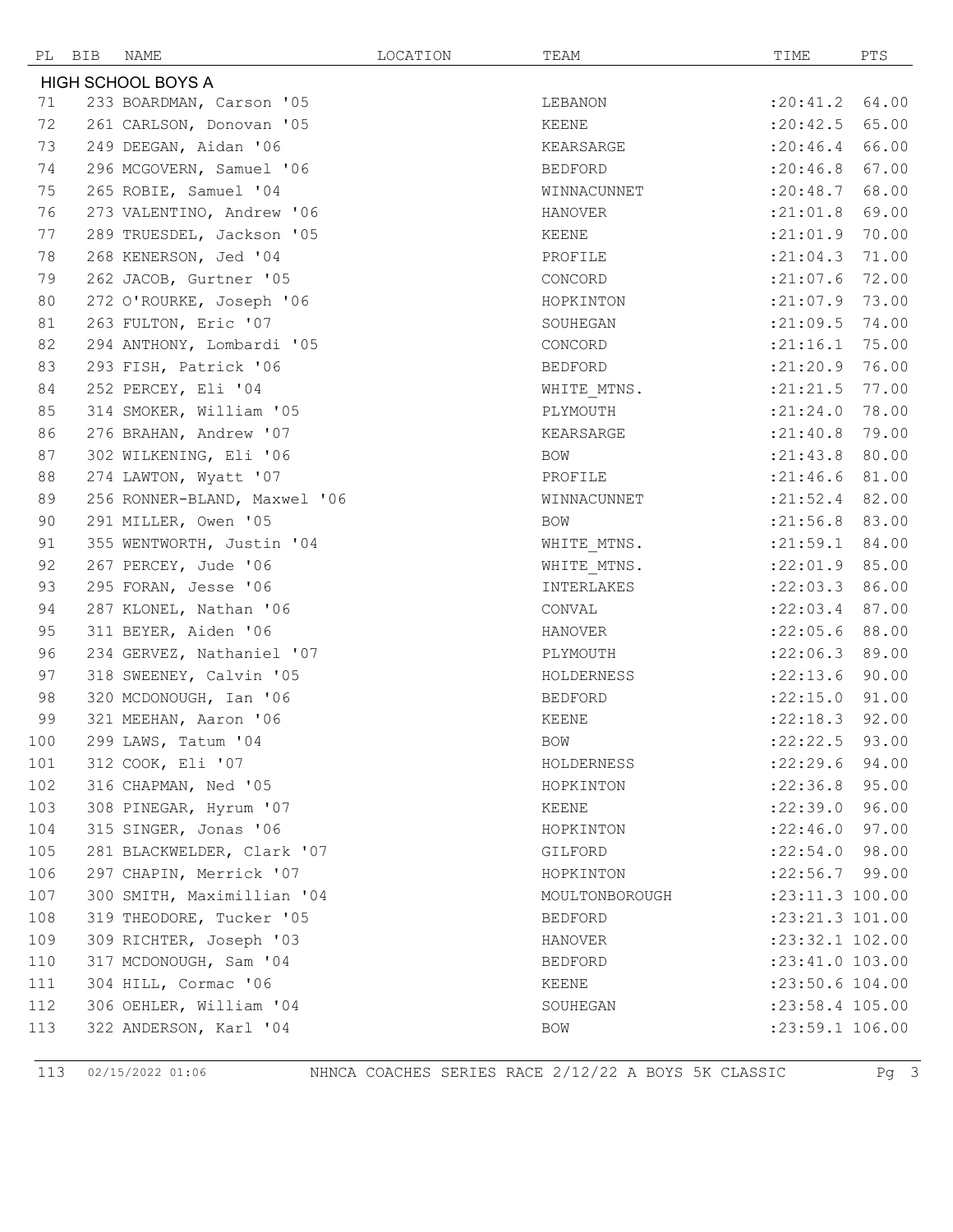| PL | BIB | NAME | LOCATION | TEAM | TIME | PTS |
|---|---|---|---|---|---|---|
| **HIGH SCHOOL BOYS A** | | | | | | |
| 71 | 233 | BOARDMAN, Carson '05 | | LEBANON | :20:41.2 | 64.00 |
| 72 | 261 | CARLSON, Donovan '05 | | KEENE | :20:42.5 | 65.00 |
| 73 | 249 | DEEGAN, Aidan '06 | | KEARSARGE | :20:46.4 | 66.00 |
| 74 | 296 | MCGOVERN, Samuel '06 | | BEDFORD | :20:46.8 | 67.00 |
| 75 | 265 | ROBIE, Samuel '04 | | WINNACUNNET | :20:48.7 | 68.00 |
| 76 | 273 | VALENTINO, Andrew '06 | | HANOVER | :21:01.8 | 69.00 |
| 77 | 289 | TRUESDEL, Jackson '05 | | KEENE | :21:01.9 | 70.00 |
| 78 | 268 | KENERSON, Jed '04 | | PROFILE | :21:04.3 | 71.00 |
| 79 | 262 | JACOB, Gurtner '05 | | CONCORD | :21:07.6 | 72.00 |
| 80 | 272 | O'ROURKE, Joseph '06 | | HOPKINTON | :21:07.9 | 73.00 |
| 81 | 263 | FULTON, Eric '07 | | SOUHEGAN | :21:09.5 | 74.00 |
| 82 | 294 | ANTHONY, Lombardi '05 | | CONCORD | :21:16.1 | 75.00 |
| 83 | 293 | FISH, Patrick '06 | | BEDFORD | :21:20.9 | 76.00 |
| 84 | 252 | PERCEY, Eli '04 | | WHITE_MTNS. | :21:21.5 | 77.00 |
| 85 | 314 | SMOKER, William '05 | | PLYMOUTH | :21:24.0 | 78.00 |
| 86 | 276 | BRAHAN, Andrew '07 | | KEARSARGE | :21:40.8 | 79.00 |
| 87 | 302 | WILKENING, Eli '06 | | BOW | :21:43.8 | 80.00 |
| 88 | 274 | LAWTON, Wyatt '07 | | PROFILE | :21:46.6 | 81.00 |
| 89 | 256 | RONNER-BLAND, Maxwel '06 | | WINNACUNNET | :21:52.4 | 82.00 |
| 90 | 291 | MILLER, Owen '05 | | BOW | :21:56.8 | 83.00 |
| 91 | 355 | WENTWORTH, Justin '04 | | WHITE_MTNS. | :21:59.1 | 84.00 |
| 92 | 267 | PERCEY, Jude '06 | | WHITE_MTNS. | :22:01.9 | 85.00 |
| 93 | 295 | FORAN, Jesse '06 | | INTERLAKES | :22:03.3 | 86.00 |
| 94 | 287 | KLONEL, Nathan '06 | | CONVAL | :22:03.4 | 87.00 |
| 95 | 311 | BEYER, Aiden '06 | | HANOVER | :22:05.6 | 88.00 |
| 96 | 234 | GERVEZ, Nathaniel '07 | | PLYMOUTH | :22:06.3 | 89.00 |
| 97 | 318 | SWEENEY, Calvin '05 | | HOLDERNESS | :22:13.6 | 90.00 |
| 98 | 320 | MCDONOUGH, Ian '06 | | BEDFORD | :22:15.0 | 91.00 |
| 99 | 321 | MEEHAN, Aaron '06 | | KEENE | :22:18.3 | 92.00 |
| 100 | 299 | LAWS, Tatum '04 | | BOW | :22:22.5 | 93.00 |
| 101 | 312 | COOK, Eli '07 | | HOLDERNESS | :22:29.6 | 94.00 |
| 102 | 316 | CHAPMAN, Ned '05 | | HOPKINTON | :22:36.8 | 95.00 |
| 103 | 308 | PINEGAR, Hyrum '07 | | KEENE | :22:39.0 | 96.00 |
| 104 | 315 | SINGER, Jonas '06 | | HOPKINTON | :22:46.0 | 97.00 |
| 105 | 281 | BLACKWELDER, Clark '07 | | GILFORD | :22:54.0 | 98.00 |
| 106 | 297 | CHAPIN, Merrick '07 | | HOPKINTON | :22:56.7 | 99.00 |
| 107 | 300 | SMITH, Maximillian '04 | | MOULTONBOROUGH | :23:11.3 | 100.00 |
| 108 | 319 | THEODORE, Tucker '05 | | BEDFORD | :23:21.3 | 101.00 |
| 109 | 309 | RICHTER, Joseph '03 | | HANOVER | :23:32.1 | 102.00 |
| 110 | 317 | MCDONOUGH, Sam '04 | | BEDFORD | :23:41.0 | 103.00 |
| 111 | 304 | HILL, Cormac '06 | | KEENE | :23:50.6 | 104.00 |
| 112 | 306 | OEHLER, William '04 | | SOUHEGAN | :23:58.4 | 105.00 |
| 113 | 322 | ANDERSON, Karl '04 | | BOW | :23:59.1 | 106.00 |

113 02/15/2022 01:06 NHNCA COACHES SERIES RACE 2/12/22 A BOYS 5K CLASSIC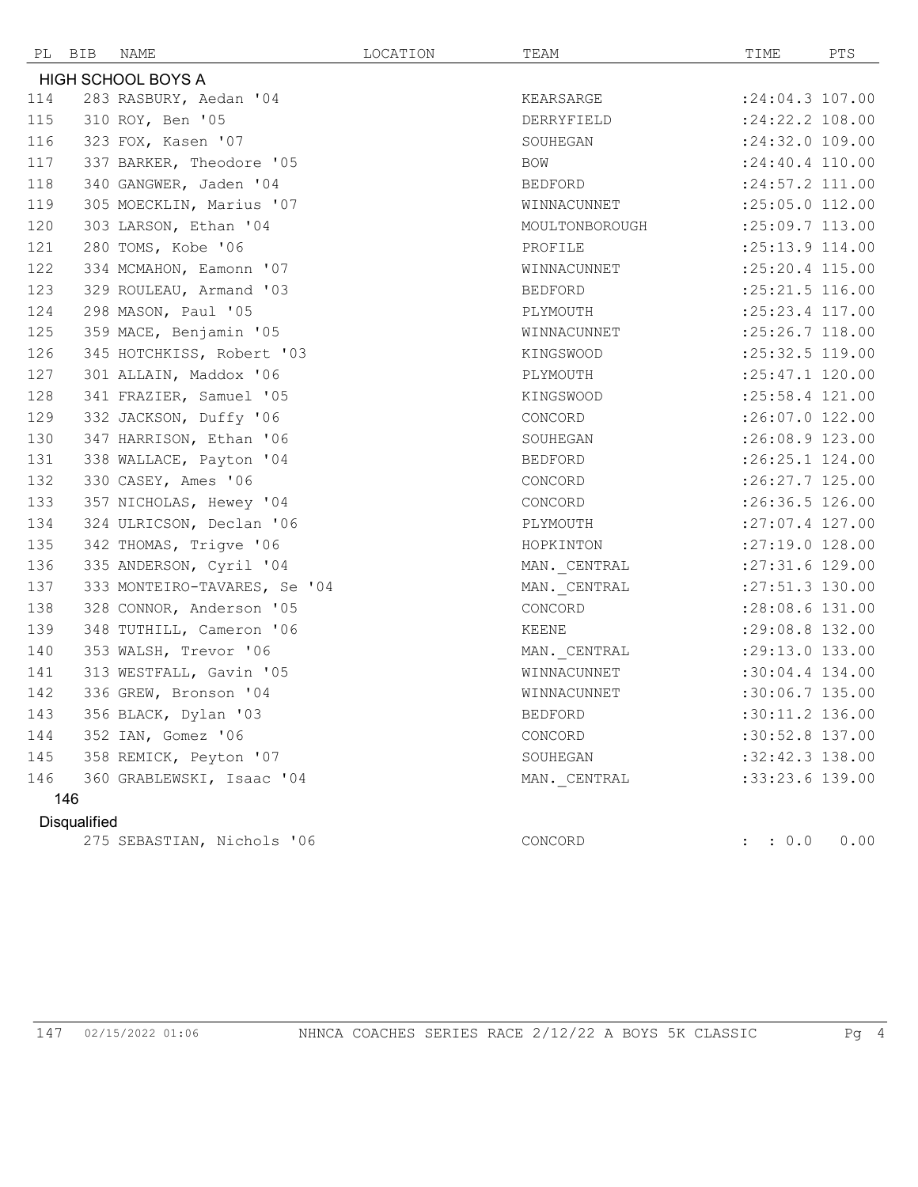| PL | BIB | NAME | LOCATION | TEAM | TIME | PTS |
|---|---|---|---|---|---|---|
| **HIGH SCHOOL BOYS A** | | | | | | |
| 114 | 283 | RASBURY, Aedan '04 | | KEARSARGE | :24:04.3 | 107.00 |
| 115 | 310 | ROY, Ben '05 | | DERRYFIELD | :24:22.2 | 108.00 |
| 116 | 323 | FOX, Kasen '07 | | SOUHEGAN | :24:32.0 | 109.00 |
| 117 | 337 | BARKER, Theodore '05 | | BOW | :24:40.4 | 110.00 |
| 118 | 340 | GANGWER, Jaden '04 | | BEDFORD | :24:57.2 | 111.00 |
| 119 | 305 | MOECKLIN, Marius '07 | | WINNACUNNET | :25:05.0 | 112.00 |
| 120 | 303 | LARSON, Ethan '04 | | MOULTONBOROUGH | :25:09.7 | 113.00 |
| 121 | 280 | TOMS, Kobe '06 | | PROFILE | :25:13.9 | 114.00 |
| 122 | 334 | MCMAHON, Eamonn '07 | | WINNACUNNET | :25:20.4 | 115.00 |
| 123 | 329 | ROULEAU, Armand '03 | | BEDFORD | :25:21.5 | 116.00 |
| 124 | 298 | MASON, Paul '05 | | PLYMOUTH | :25:23.4 | 117.00 |
| 125 | 359 | MACE, Benjamin '05 | | WINNACUNNET | :25:26.7 | 118.00 |
| 126 | 345 | HOTCHKISS, Robert '03 | | KINGSWOOD | :25:32.5 | 119.00 |
| 127 | 301 | ALLAIN, Maddox '06 | | PLYMOUTH | :25:47.1 | 120.00 |
| 128 | 341 | FRAZIER, Samuel '05 | | KINGSWOOD | :25:58.4 | 121.00 |
| 129 | 332 | JACKSON, Duffy '06 | | CONCORD | :26:07.0 | 122.00 |
| 130 | 347 | HARRISON, Ethan '06 | | SOUHEGAN | :26:08.9 | 123.00 |
| 131 | 338 | WALLACE, Payton '04 | | BEDFORD | :26:25.1 | 124.00 |
| 132 | 330 | CASEY, Ames '06 | | CONCORD | :26:27.7 | 125.00 |
| 133 | 357 | NICHOLAS, Hewey '04 | | CONCORD | :26:36.5 | 126.00 |
| 134 | 324 | ULRICSON, Declan '06 | | PLYMOUTH | :27:07.4 | 127.00 |
| 135 | 342 | THOMAS, Trigve '06 | | HOPKINTON | :27:19.0 | 128.00 |
| 136 | 335 | ANDERSON, Cyril '04 | | MAN._CENTRAL | :27:31.6 | 129.00 |
| 137 | 333 | MONTEIRO-TAVARES, Se '04 | | MAN._CENTRAL | :27:51.3 | 130.00 |
| 138 | 328 | CONNOR, Anderson '05 | | CONCORD | :28:08.6 | 131.00 |
| 139 | 348 | TUTHILL, Cameron '06 | | KEENE | :29:08.8 | 132.00 |
| 140 | 353 | WALSH, Trevor '06 | | MAN._CENTRAL | :29:13.0 | 133.00 |
| 141 | 313 | WESTFALL, Gavin '05 | | WINNACUNNET | :30:04.4 | 134.00 |
| 142 | 336 | GREW, Bronson '04 | | WINNACUNNET | :30:06.7 | 135.00 |
| 143 | 356 | BLACK, Dylan '03 | | BEDFORD | :30:11.2 | 136.00 |
| 144 | 352 | IAN, Gomez '06 | | CONCORD | :30:52.8 | 137.00 |
| 145 | 358 | REMICK, Peyton '07 | | SOUHEGAN | :32:42.3 | 138.00 |
| 146 | 360 | GRABLEWSKI, Isaac '04 | | MAN._CENTRAL | :33:23.6 | 139.00 |
| 146 | | | | | | |
| **Disqualified** | | | | | | |
| | 275 | SEBASTIAN, Nichols '06 | | CONCORD | : : 0.0 | 0.00 |

147 02/15/2022 01:06 NHNCA COACHES SERIES RACE 2/12/22 A BOYS 5K CLASSIC